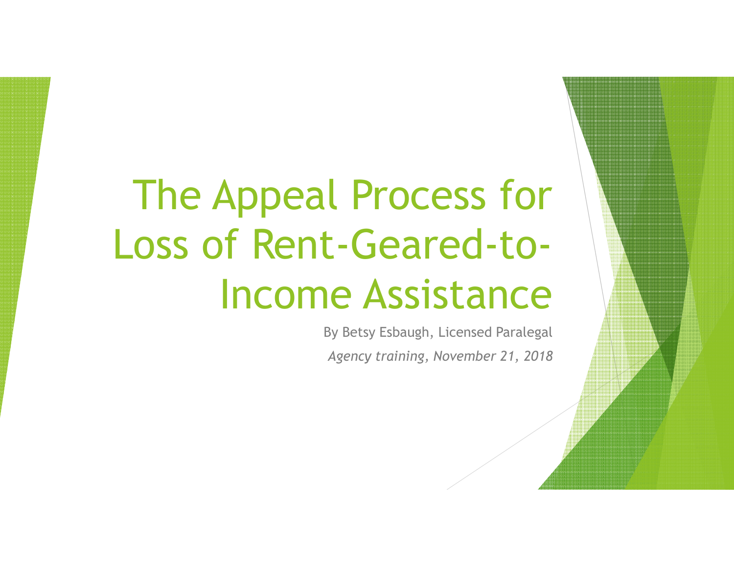# The Appeal Process for Loss of Rent-Geared-to-Income Assistance

By Betsy Esbaugh, Licensed Paralegal

*Agency training, November 21, 2018*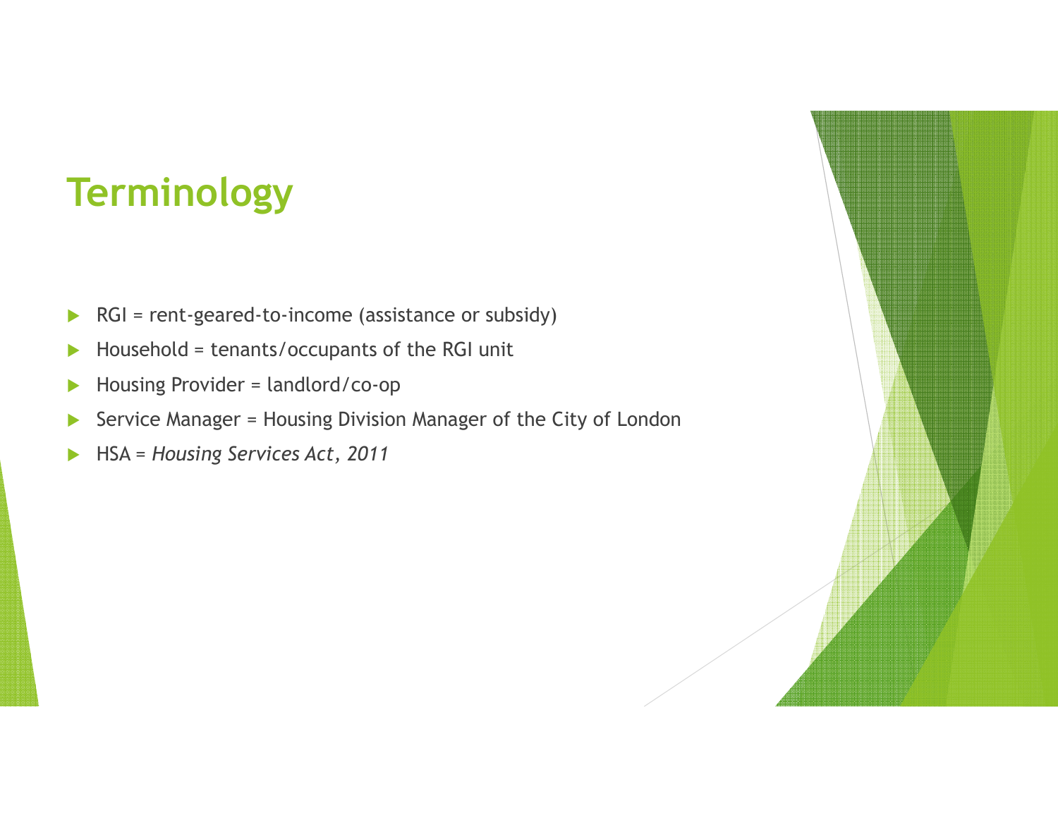# Terminology

- RGI = rent-geared-to-income (assistance or subsidy)
- Household = tenants/occupants of the RGI unit
- Housing Provider = landlord/co-op
- Service Manager = Housing Division Manager of the City of London
- HSA = *Housing Services Act, 2011*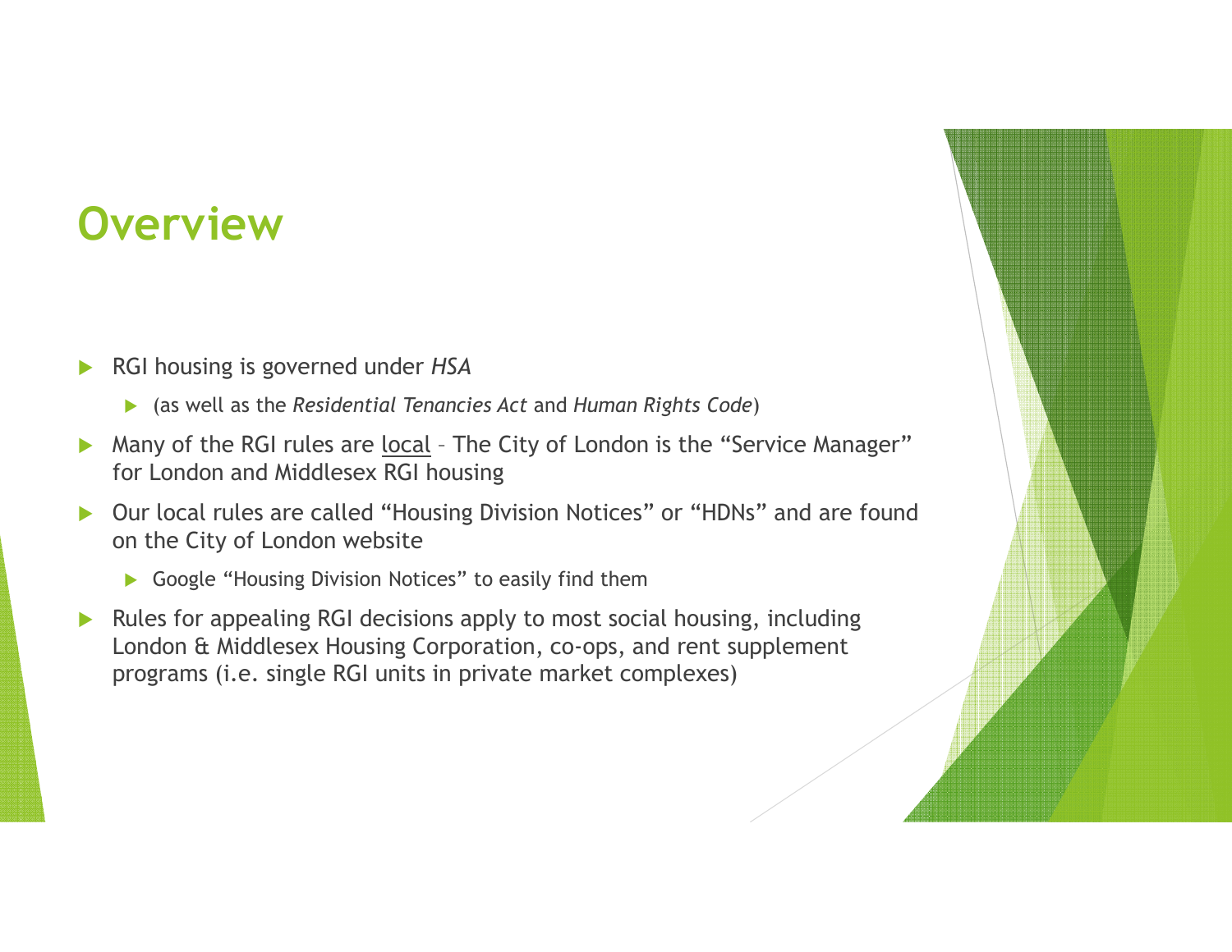# Overview

- RGI housing is governed under *HSA*
  - (as well as the *Residential Tenancies Act* and *Human Rights Code*)
- Many of the RGI rules are <u>local</u> – The City of London is the "Service Manager" for London and Middlesex RGI housing
- Our local rules are called "Housing Division Notices" or "HDNs" and are found on the City of London website
  - Google "Housing Division Notices" to easily find them
- Rules for appealing RGI decisions apply to most social housing, including London & Middlesex Housing Corporation, co-ops, and rent supplement programs (i.e. single RGI units in private market complexes)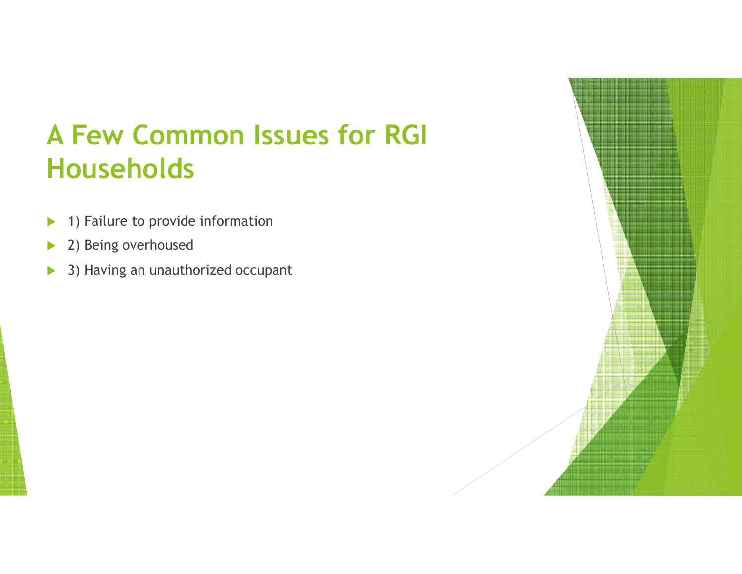# A Few Common Issues for RGI Households

- 1) Failure to provide information
- 2) Being overhoused
- 3) Having an unauthorized occupant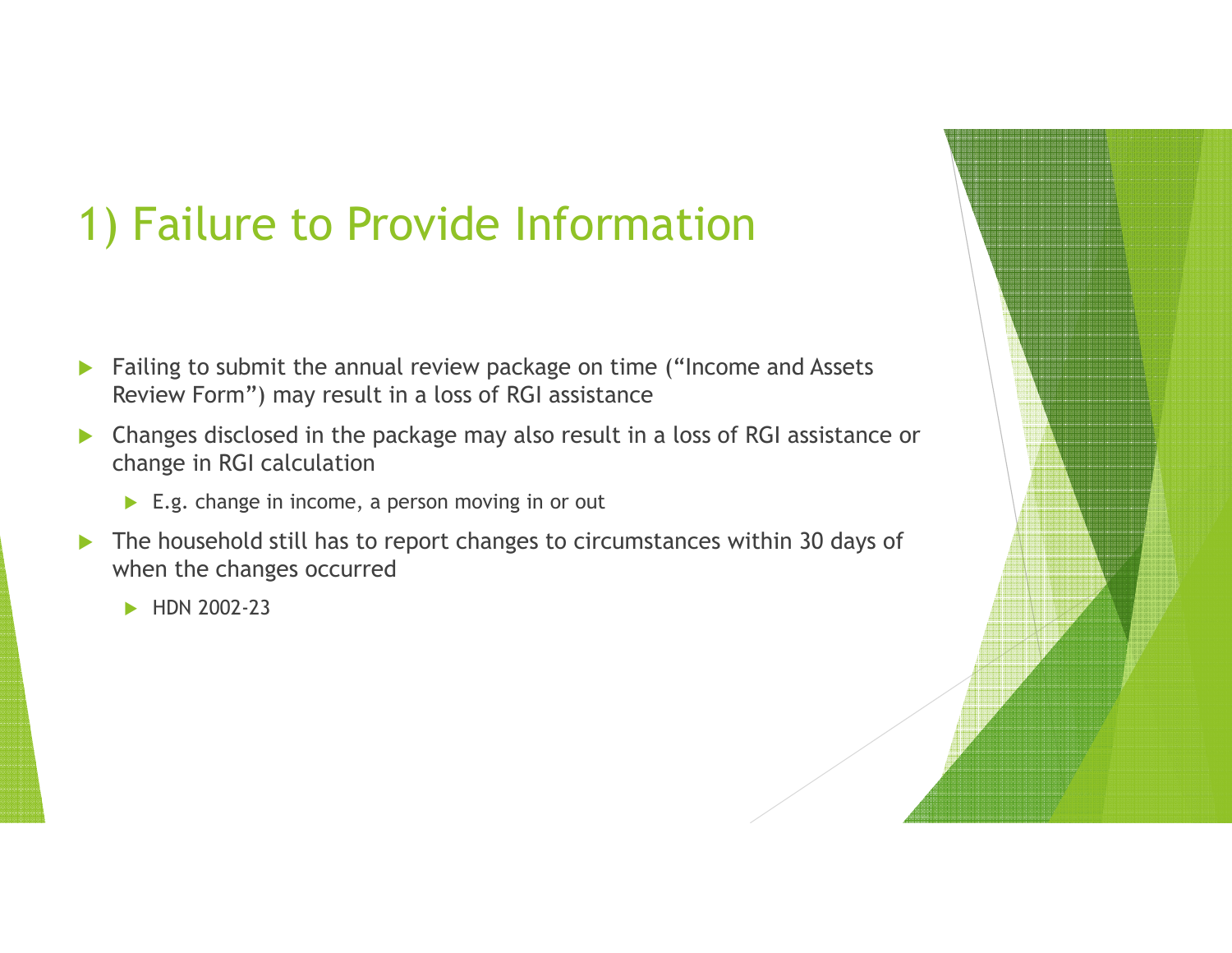# 1) Failure to Provide Information

- Failing to submit the annual review package on time ("Income and Assets Review Form") may result in a loss of RGI assistance
- Changes disclosed in the package may also result in a loss of RGI assistance or change in RGI calculation
  - E.g. change in income, a person moving in or out
- The household still has to report changes to circumstances within 30 days of when the changes occurred
  - HDN 2002-23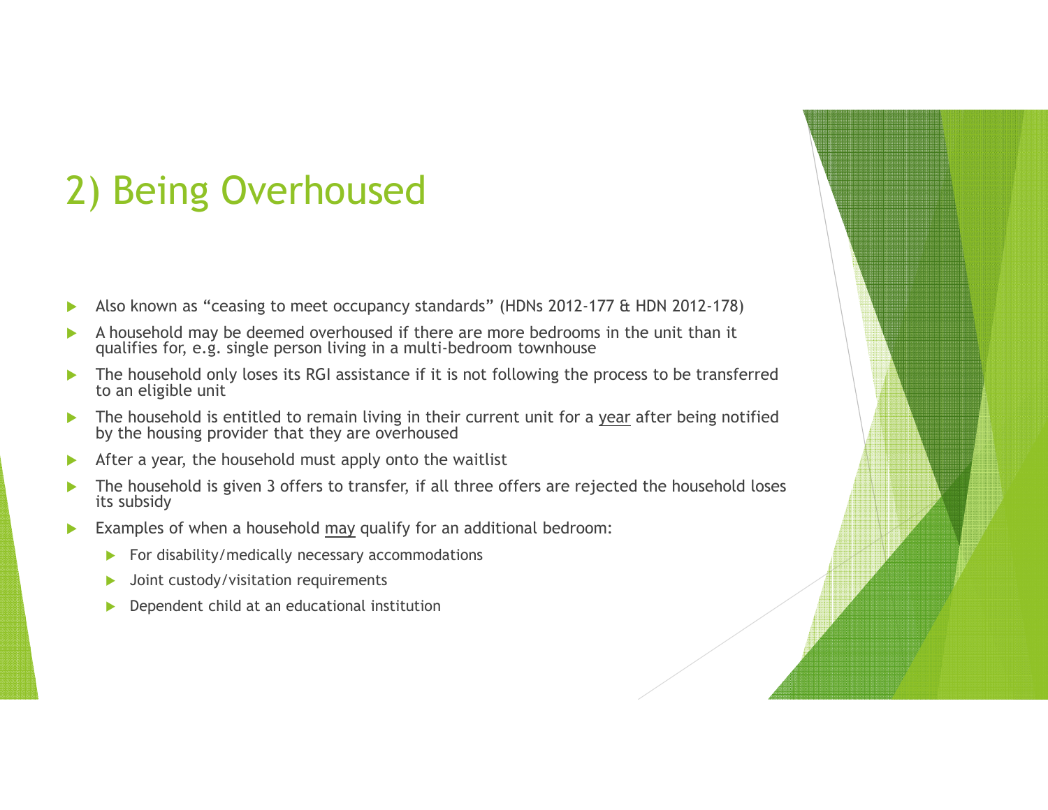# 2) Being Overhoused

- Also known as "ceasing to meet occupancy standards" (HDNs 2012-177 & HDN 2012-178)
- A household may be deemed overhoused if there are more bedrooms in the unit than it qualifies for, e.g. single person living in a multi-bedroom townhouse
- The household only loses its RGI assistance if it is not following the process to be transferred to an eligible unit
- The household is entitled to remain living in their current unit for a <u>year</u> after being notified by the housing provider that they are overhoused
- After a year, the household must apply onto the waitlist
- The household is given 3 offers to transfer, if all three offers are rejected the household loses its subsidy
- Examples of when a household <u>may</u> qualify for an additional bedroom:
  - For disability/medically necessary accommodations
  - Joint custody/visitation requirements
  - Dependent child at an educational institution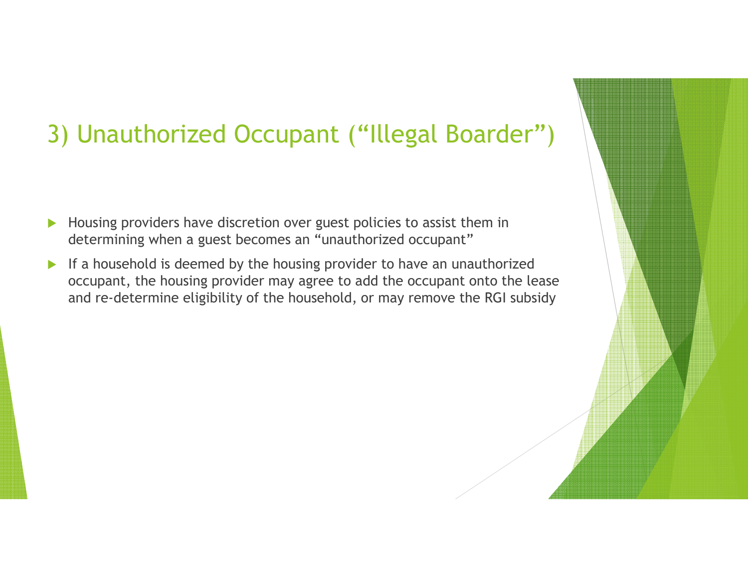# 3) Unauthorized Occupant ("Illegal Boarder")

- Housing providers have discretion over guest policies to assist them in determining when a guest becomes an "unauthorized occupant"
- If a household is deemed by the housing provider to have an unauthorized occupant, the housing provider may agree to add the occupant onto the lease and re-determine eligibility of the household, or may remove the RGI subsidy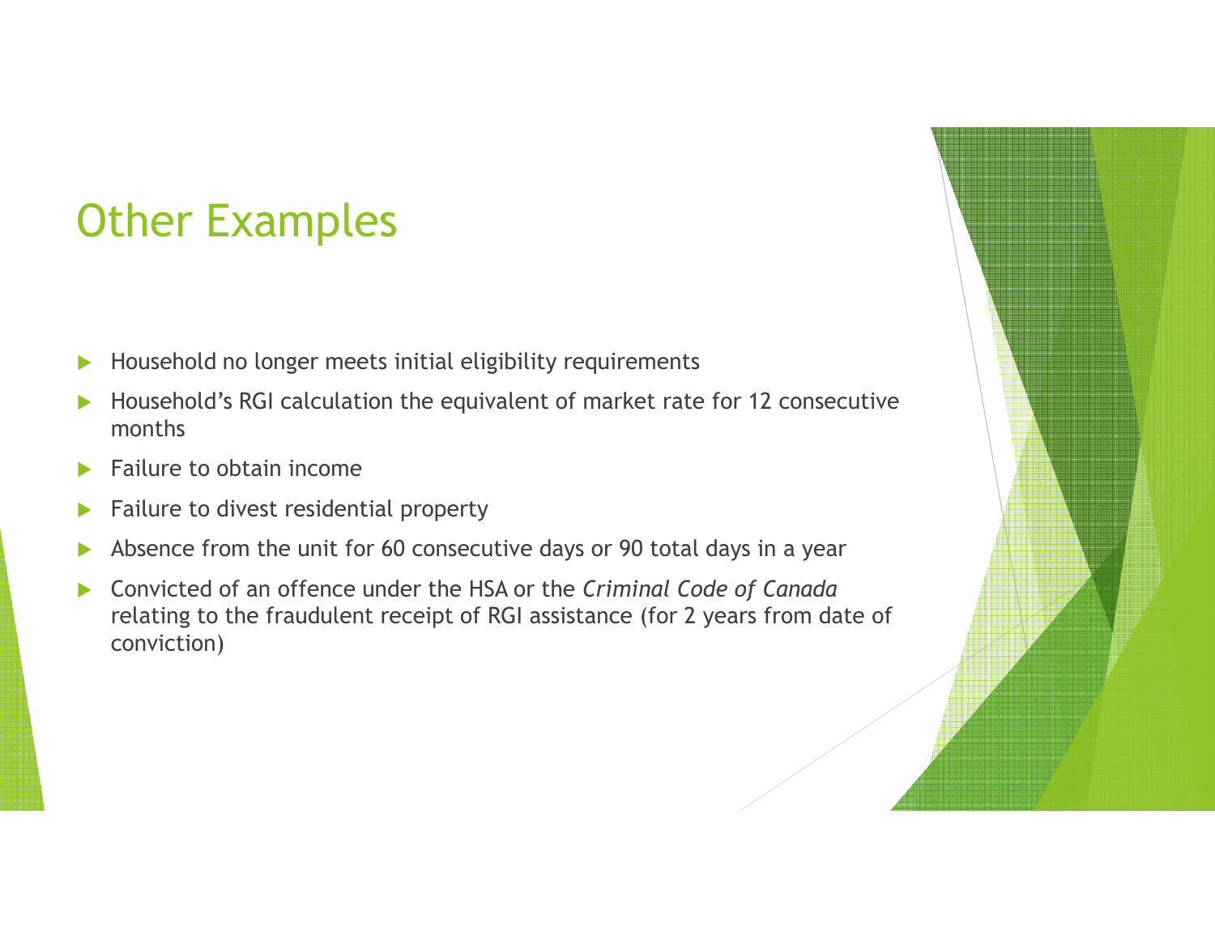# Other Examples

- Household no longer meets initial eligibility requirements
- Household's RGI calculation the equivalent of market rate for 12 consecutive months
- Failure to obtain income
- Failure to divest residential property
- Absence from the unit for 60 consecutive days or 90 total days in a year
- Convicted of an offence under the HSA or the *Criminal Code of Canada* relating to the fraudulent receipt of RGI assistance (for 2 years from date of conviction)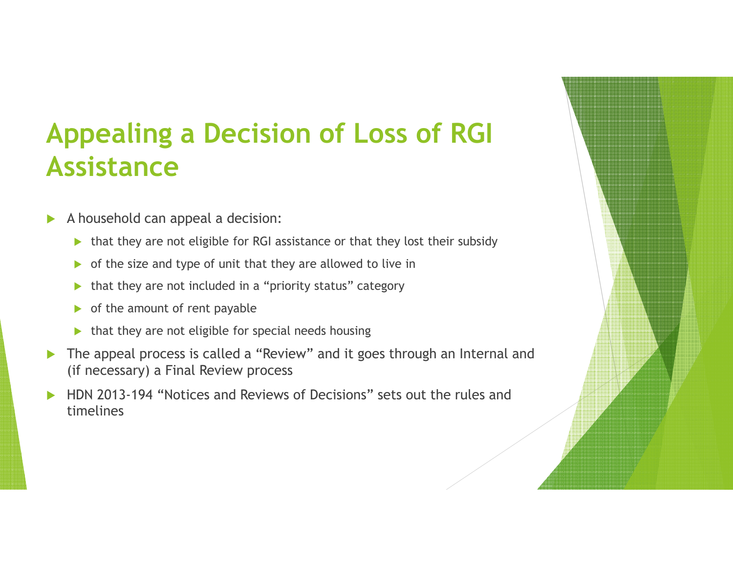# Appealing a Decision of Loss of RGI Assistance

- A household can appeal a decision:
  - that they are not eligible for RGI assistance or that they lost their subsidy
  - of the size and type of unit that they are allowed to live in
  - that they are not included in a "priority status" category
  - of the amount of rent payable
  - that they are not eligible for special needs housing
- The appeal process is called a "Review" and it goes through an Internal and (if necessary) a Final Review process
- HDN 2013-194 "Notices and Reviews of Decisions" sets out the rules and timelines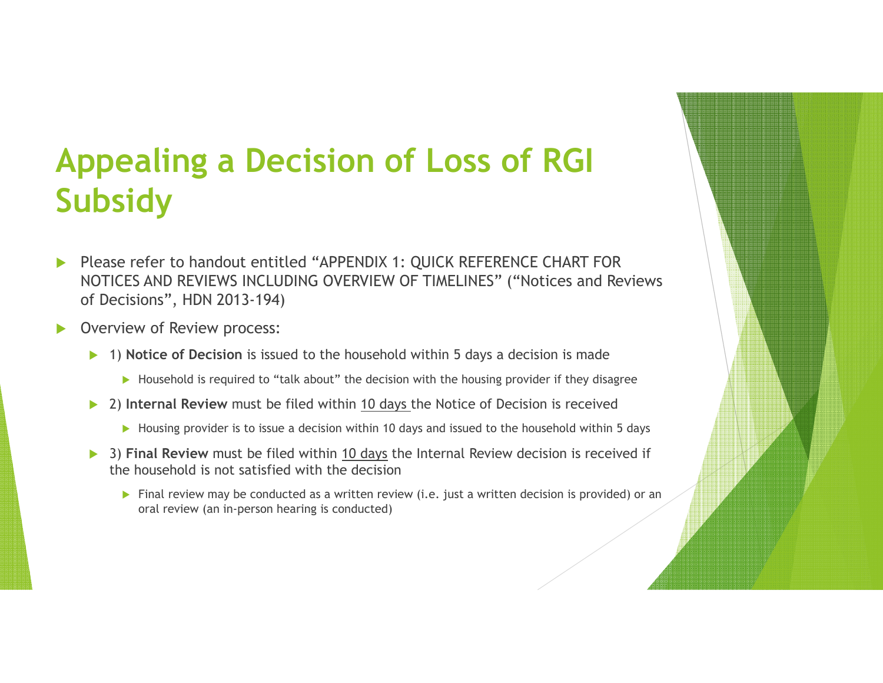# Appealing a Decision of Loss of RGI Subsidy

- Please refer to handout entitled "APPENDIX 1: QUICK REFERENCE CHART FOR NOTICES AND REVIEWS INCLUDING OVERVIEW OF TIMELINES" ("Notices and Reviews of Decisions", HDN 2013-194)
- Overview of Review process:
  - 1) **Notice of Decision** is issued to the household within 5 days a decision is made
    - Household is required to "talk about" the decision with the housing provider if they disagree
  - 2) **Internal Review** must be filed within <u>10 days</u> the Notice of Decision is received
    - Housing provider is to issue a decision within 10 days and issued to the household within 5 days
  - 3) **Final Review** must be filed within <u>10 days</u> the Internal Review decision is received if the household is not satisfied with the decision
    - Final review may be conducted as a written review (i.e. just a written decision is provided) or an oral review (an in-person hearing is conducted)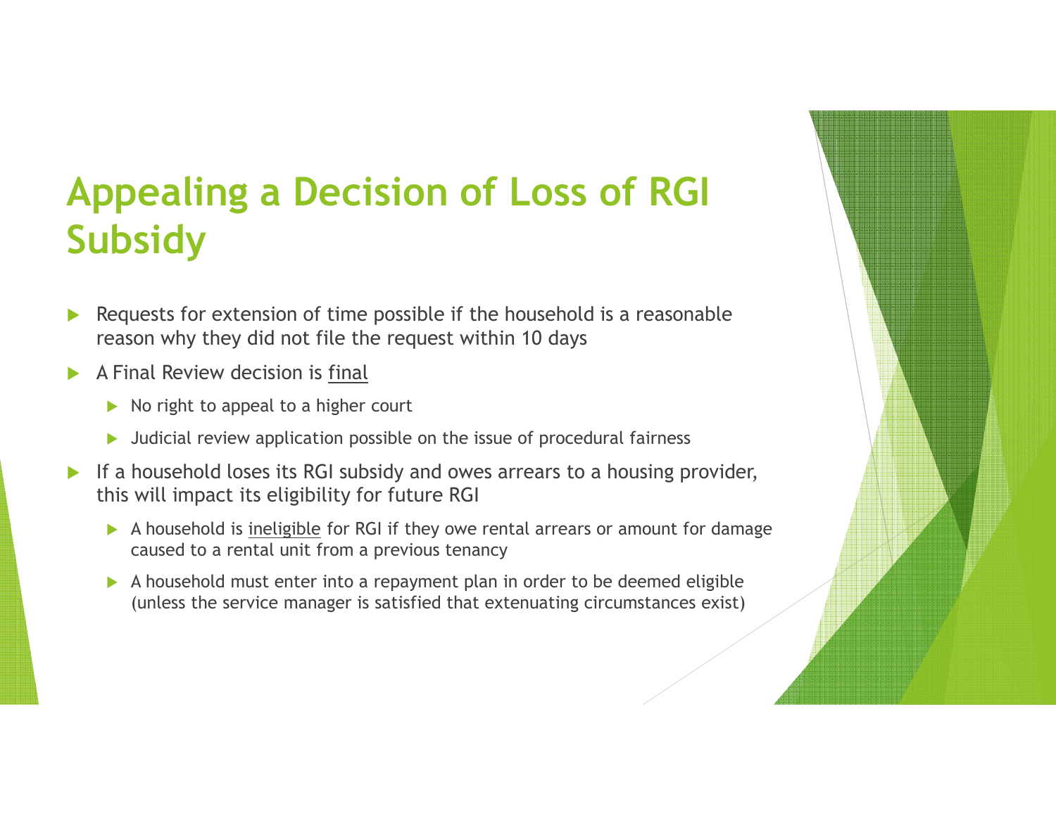# Appealing a Decision of Loss of RGI Subsidy

- Requests for extension of time possible if the household is a reasonable reason why they did not file the request within 10 days
- A Final Review decision is <u>final</u>
  - No right to appeal to a higher court
  - Judicial review application possible on the issue of procedural fairness
- If a household loses its RGI subsidy and owes arrears to a housing provider, this will impact its eligibility for future RGI
  - A household is <u>ineligible</u> for RGI if they owe rental arrears or amount for damage caused to a rental unit from a previous tenancy
  - A household must enter into a repayment plan in order to be deemed eligible (unless the service manager is satisfied that extenuating circumstances exist)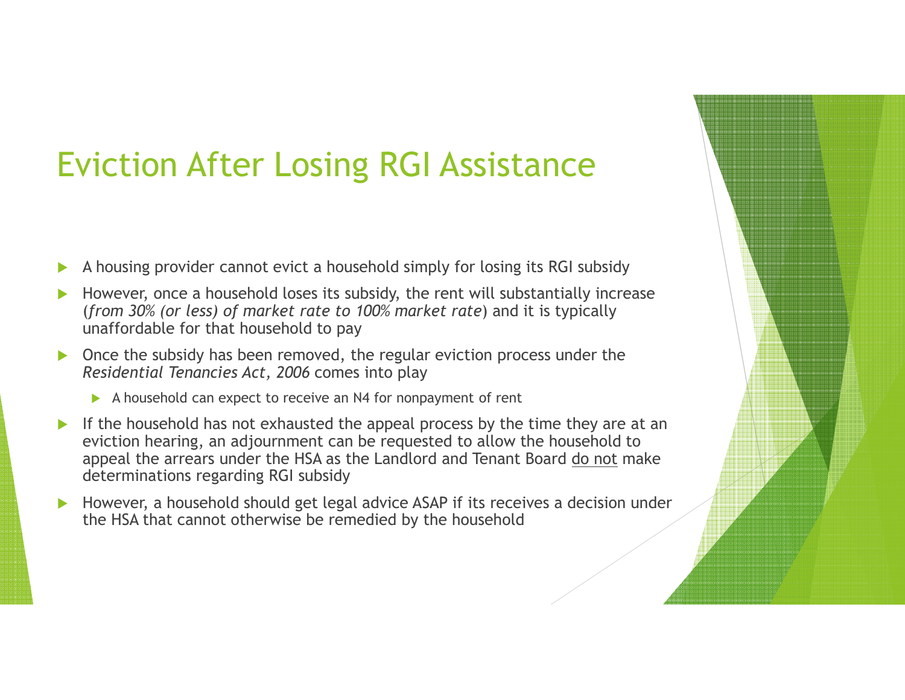# Eviction After Losing RGI Assistance

- A housing provider cannot evict a household simply for losing its RGI subsidy
- However, once a household loses its subsidy, the rent will substantially increase (*from 30% (or less) of market rate to 100% market rate*) and it is typically unaffordable for that household to pay
- Once the subsidy has been removed, the regular eviction process under the *Residential Tenancies Act, 2006* comes into play
  - A household can expect to receive an N4 for nonpayment of rent
- If the household has not exhausted the appeal process by the time they are at an eviction hearing, an adjournment can be requested to allow the household to appeal the arrears under the HSA as the Landlord and Tenant Board <u>do not</u> make determinations regarding RGI subsidy
- However, a household should get legal advice ASAP if its receives a decision under the HSA that cannot otherwise be remedied by the household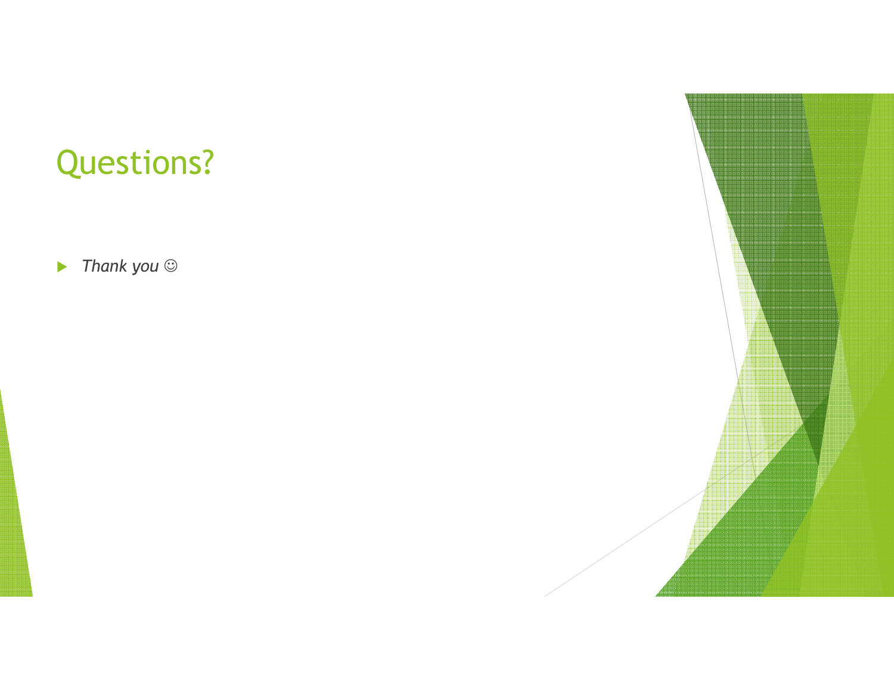# Questions?

- *Thank you ☺*